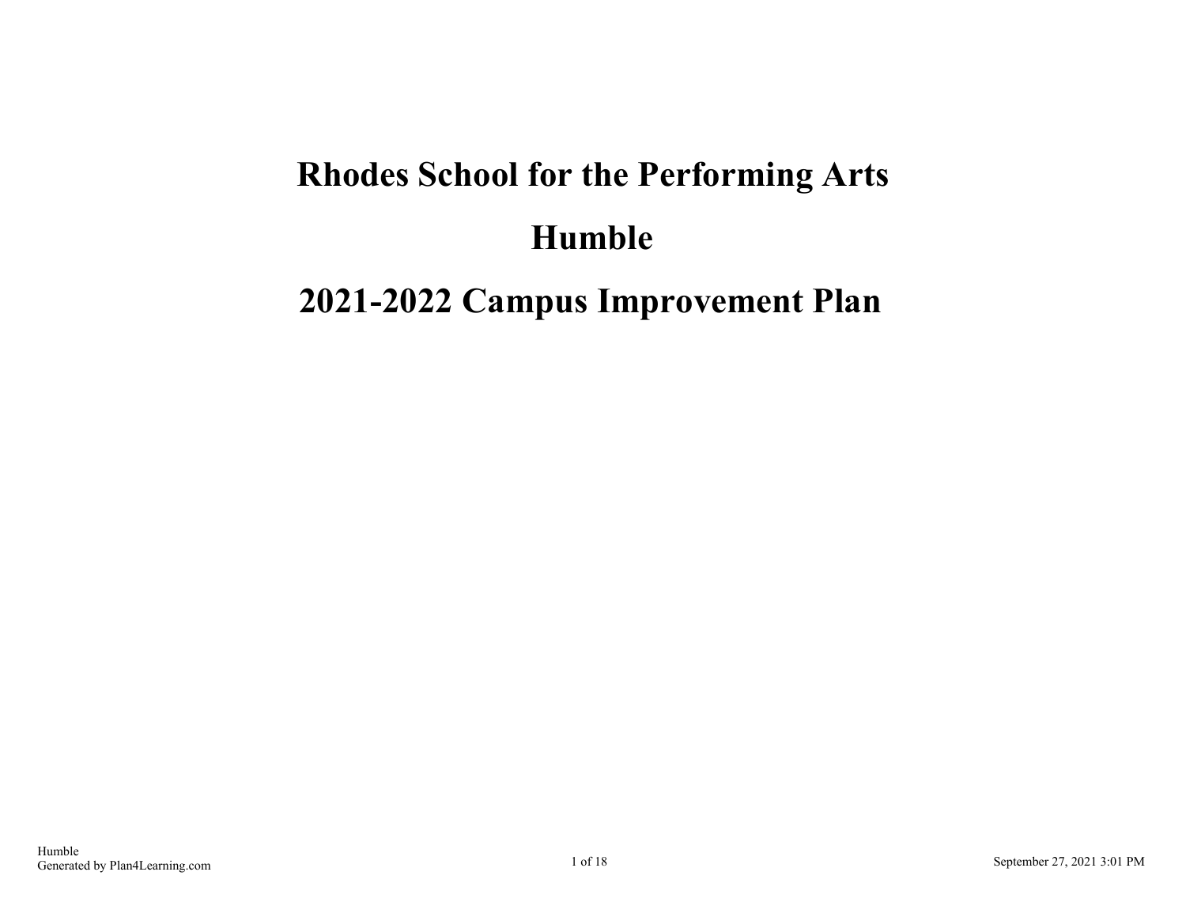# Rhodes School for the Performing Arts

# Humble

# 2021-2022 Campus Improvement Plan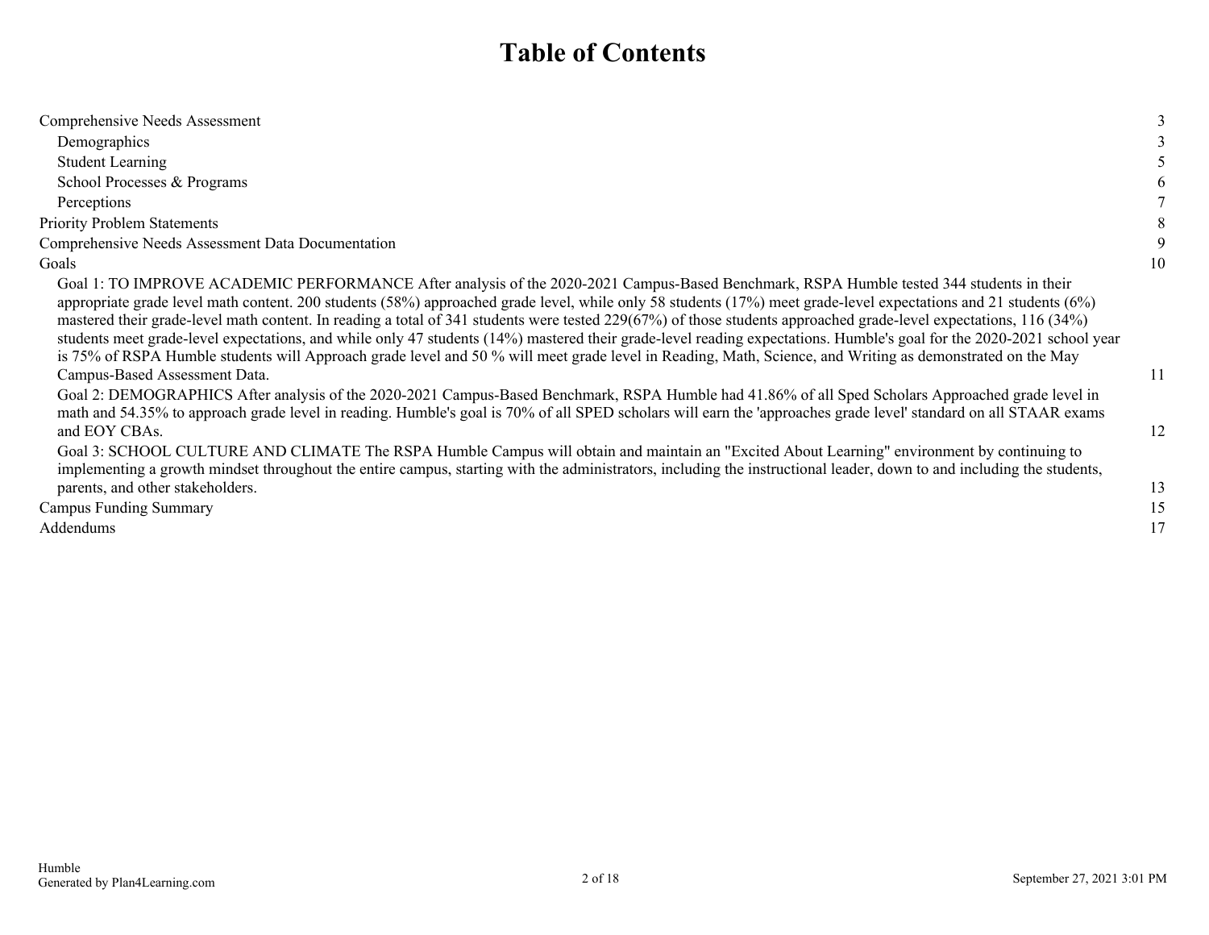# Table of Contents

| | |
|---|---|
| Comprehensive Needs Assessment | 3 |
| Demographics | 3 |
| Student Learning | 5 |
| School Processes & Programs | 6 |
| Perceptions | 7 |
| Priority Problem Statements | 8 |
| Comprehensive Needs Assessment Data Documentation | 9 |
| Goals | 10 |
| Goal 1: TO IMPROVE ACADEMIC PERFORMANCE After analysis of the 2020-2021 Campus-Based Benchmark, RSPA Humble tested 344 students in their appropriate grade level math content. 200 students (58%) approached grade level, while only 58 students (17%) meet grade-level expectations and 21 students (6%) mastered their grade-level math content. In reading a total of 341 students were tested 229(67%) of those students approached grade-level expectations, 116 (34%) students meet grade-level expectations, and while only 47 students (14%) mastered their grade-level reading expectations. Humble's goal for the 2020-2021 school year is 75% of RSPA Humble students will Approach grade level and 50 % will meet grade level in Reading, Math, Science, and Writing as demonstrated on the May Campus-Based Assessment Data. | 11 |
| Goal 2: DEMOGRAPHICS After analysis of the 2020-2021 Campus-Based Benchmark, RSPA Humble had 41.86% of all Sped Scholars Approached grade level in math and 54.35% to approach grade level in reading. Humble's goal is 70% of all SPED scholars will earn the 'approaches grade level' standard on all STAAR exams and EOY CBAs. | 12 |
| Goal 3: SCHOOL CULTURE AND CLIMATE The RSPA Humble Campus will obtain and maintain an "Excited About Learning" environment by continuing to implementing a growth mindset throughout the entire campus, starting with the administrators, including the instructional leader, down to and including the students, parents, and other stakeholders. | 13 |
| Campus Funding Summary | 15 |
| Addendums | 17 |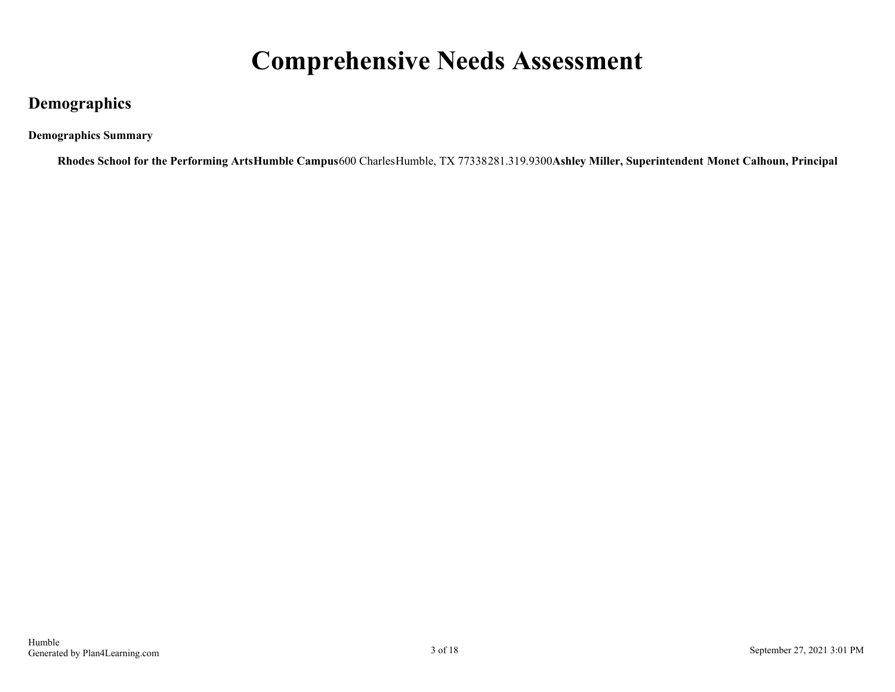# Comprehensive Needs Assessment

## Demographics

**Demographics Summary**

**Rhodes School for the Performing ArtsHumble Campus**600 CharlesHumble, TX 77338281.319.9300**Ashley Miller, Superintendent Monet Calhoun, Principal**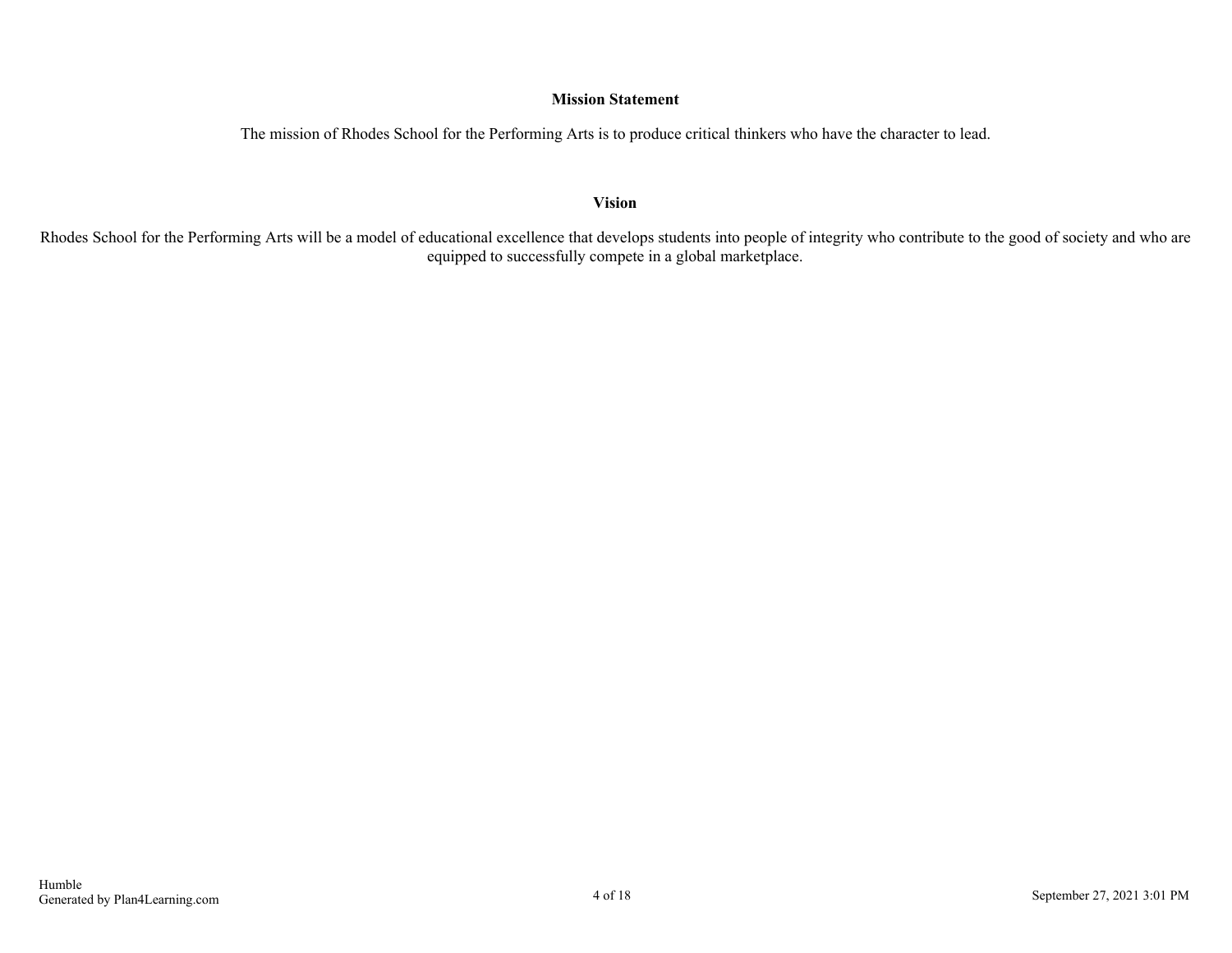## Mission Statement

The mission of Rhodes School for the Performing Arts is to produce critical thinkers who have the character to lead.

## Vision

Rhodes School for the Performing Arts will be a model of educational excellence that develops students into people of integrity who contribute to the good of society and who are equipped to successfully compete in a global marketplace.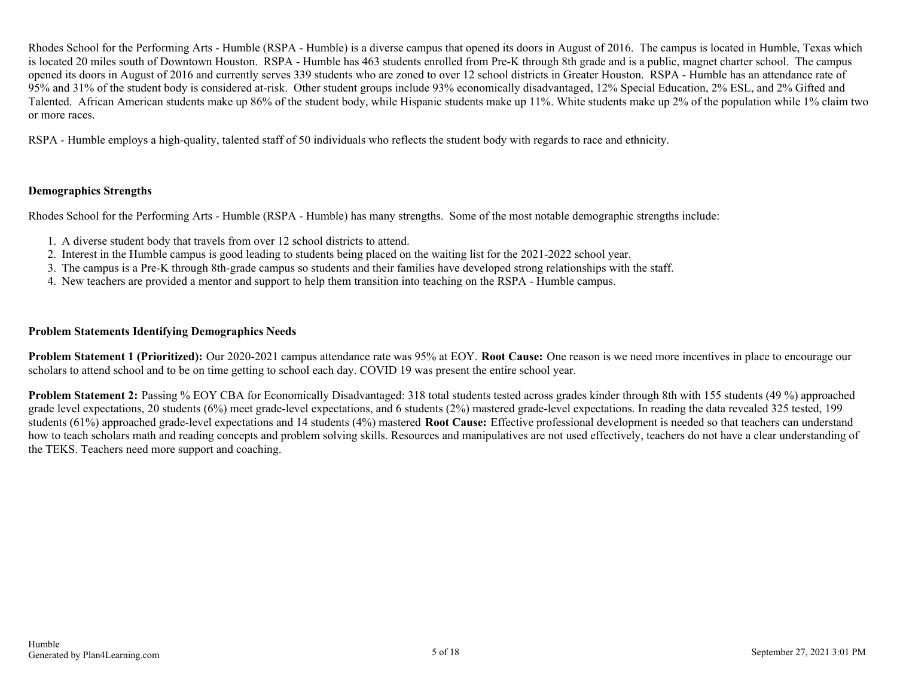Rhodes School for the Performing Arts - Humble (RSPA - Humble) is a diverse campus that opened its doors in August of 2016. The campus is located in Humble, Texas which is located 20 miles south of Downtown Houston. RSPA - Humble has 463 students enrolled from Pre-K through 8th grade and is a public, magnet charter school. The campus opened its doors in August of 2016 and currently serves 339 students who are zoned to over 12 school districts in Greater Houston. RSPA - Humble has an attendance rate of 95% and 31% of the student body is considered at-risk. Other student groups include 93% economically disadvantaged, 12% Special Education, 2% ESL, and 2% Gifted and Talented. African American students make up 86% of the student body, while Hispanic students make up 11%. White students make up 2% of the population while 1% claim two or more races.

RSPA - Humble employs a high-quality, talented staff of 50 individuals who reflects the student body with regards to race and ethnicity.

### Demographics Strengths

Rhodes School for the Performing Arts - Humble (RSPA - Humble) has many strengths. Some of the most notable demographic strengths include:

1. A diverse student body that travels from over 12 school districts to attend.
2. Interest in the Humble campus is good leading to students being placed on the waiting list for the 2021-2022 school year.
3. The campus is a Pre-K through 8th-grade campus so students and their families have developed strong relationships with the staff.
4. New teachers are provided a mentor and support to help them transition into teaching on the RSPA - Humble campus.

### Problem Statements Identifying Demographics Needs

**Problem Statement 1 (Prioritized):** Our 2020-2021 campus attendance rate was 95% at EOY. **Root Cause:** One reason is we need more incentives in place to encourage our scholars to attend school and to be on time getting to school each day. COVID 19 was present the entire school year.

**Problem Statement 2:** Passing % EOY CBA for Economically Disadvantaged: 318 total students tested across grades kinder through 8th with 155 students (49 %) approached grade level expectations, 20 students (6%) meet grade-level expectations, and 6 students (2%) mastered grade-level expectations. In reading the data revealed 325 tested, 199 students (61%) approached grade-level expectations and 14 students (4%) mastered **Root Cause:** Effective professional development is needed so that teachers can understand how to teach scholars math and reading concepts and problem solving skills. Resources and manipulatives are not used effectively, teachers do not have a clear understanding of the TEKS. Teachers need more support and coaching.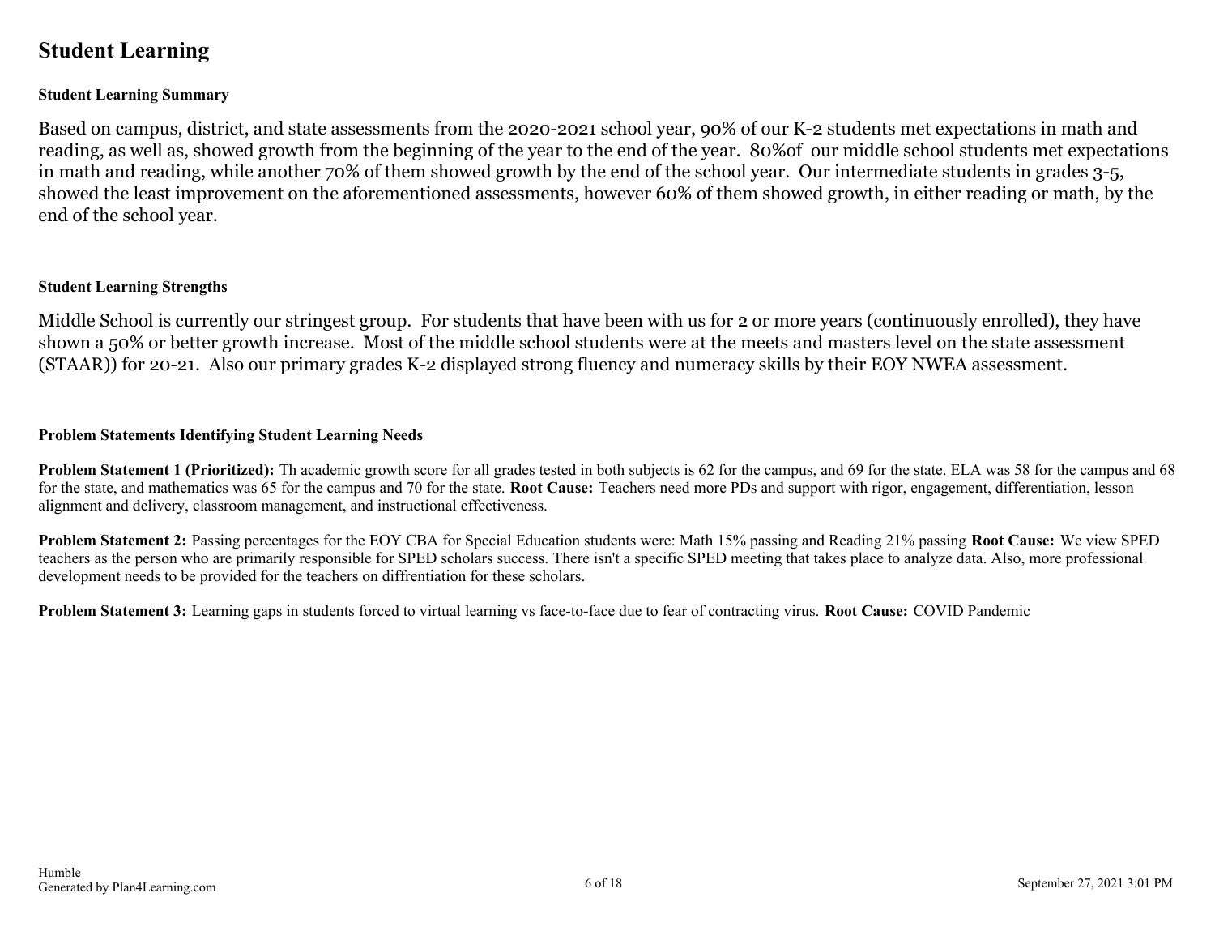# Student Learning

### Student Learning Summary

Based on campus, district, and state assessments from the 2020-2021 school year, 90% of our K-2 students met expectations in math and reading, as well as, showed growth from the beginning of the year to the end of the year. 80%of our middle school students met expectations in math and reading, while another 70% of them showed growth by the end of the school year. Our intermediate students in grades 3-5, showed the least improvement on the aforementioned assessments, however 60% of them showed growth, in either reading or math, by the end of the school year.

### Student Learning Strengths

Middle School is currently our stringest group. For students that have been with us for 2 or more years (continuously enrolled), they have shown a 50% or better growth increase. Most of the middle school students were at the meets and masters level on the state assessment (STAAR)) for 20-21. Also our primary grades K-2 displayed strong fluency and numeracy skills by their EOY NWEA assessment.

### Problem Statements Identifying Student Learning Needs

**Problem Statement 1 (Prioritized):** Th academic growth score for all grades tested in both subjects is 62 for the campus, and 69 for the state. ELA was 58 for the campus and 68 for the state, and mathematics was 65 for the campus and 70 for the state. **Root Cause:** Teachers need more PDs and support with rigor, engagement, differentiation, lesson alignment and delivery, classroom management, and instructional effectiveness.

**Problem Statement 2:** Passing percentages for the EOY CBA for Special Education students were: Math 15% passing and Reading 21% passing **Root Cause:** We view SPED teachers as the person who are primarily responsible for SPED scholars success. There isn't a specific SPED meeting that takes place to analyze data. Also, more professional development needs to be provided for the teachers on diffrentiation for these scholars.

**Problem Statement 3:** Learning gaps in students forced to virtual learning vs face-to-face due to fear of contracting virus. **Root Cause:** COVID Pandemic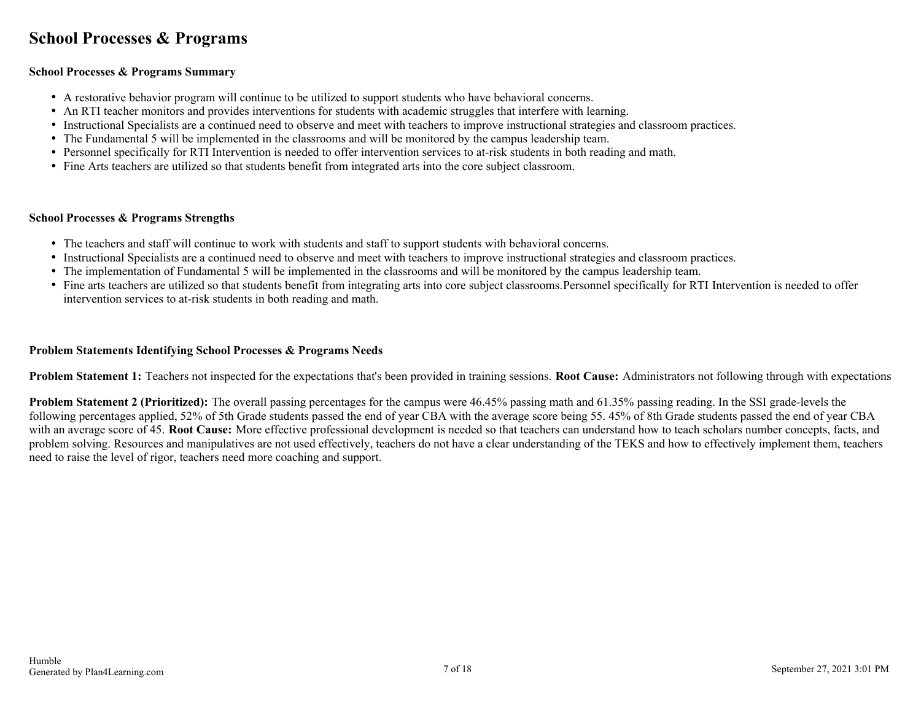# School Processes & Programs

### School Processes & Programs Summary

- A restorative behavior program will continue to be utilized to support students who have behavioral concerns.
- An RTI teacher monitors and provides interventions for students with academic struggles that interfere with learning.
- Instructional Specialists are a continued need to observe and meet with teachers to improve instructional strategies and classroom practices.
- The Fundamental 5 will be implemented in the classrooms and will be monitored by the campus leadership team.
- Personnel specifically for RTI Intervention is needed to offer intervention services to at-risk students in both reading and math.
- Fine Arts teachers are utilized so that students benefit from integrated arts into the core subject classroom.

### School Processes & Programs Strengths

- The teachers and staff will continue to work with students and staff to support students with behavioral concerns.
- Instructional Specialists are a continued need to observe and meet with teachers to improve instructional strategies and classroom practices.
- The implementation of Fundamental 5 will be implemented in the classrooms and will be monitored by the campus leadership team.
- Fine arts teachers are utilized so that students benefit from integrating arts into core subject classrooms.Personnel specifically for RTI Intervention is needed to offer intervention services to at-risk students in both reading and math.

### Problem Statements Identifying School Processes & Programs Needs

**Problem Statement 1:** Teachers not inspected for the expectations that's been provided in training sessions. **Root Cause:** Administrators not following through with expectations

**Problem Statement 2 (Prioritized):** The overall passing percentages for the campus were 46.45% passing math and 61.35% passing reading. In the SSI grade-levels the following percentages applied, 52% of 5th Grade students passed the end of year CBA with the average score being 55. 45% of 8th Grade students passed the end of year CBA with an average score of 45. **Root Cause:** More effective professional development is needed so that teachers can understand how to teach scholars number concepts, facts, and problem solving. Resources and manipulatives are not used effectively, teachers do not have a clear understanding of the TEKS and how to effectively implement them, teachers need to raise the level of rigor, teachers need more coaching and support.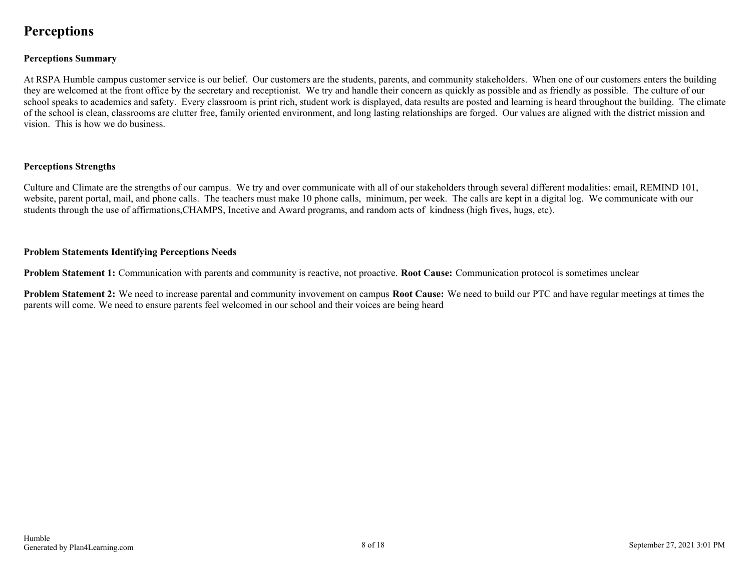# Perceptions

### Perceptions Summary

At RSPA Humble campus customer service is our belief. Our customers are the students, parents, and community stakeholders. When one of our customers enters the building they are welcomed at the front office by the secretary and receptionist. We try and handle their concern as quickly as possible and as friendly as possible. The culture of our school speaks to academics and safety. Every classroom is print rich, student work is displayed, data results are posted and learning is heard throughout the building. The climate of the school is clean, classrooms are clutter free, family oriented environment, and long lasting relationships are forged. Our values are aligned with the district mission and vision. This is how we do business.

### Perceptions Strengths

Culture and Climate are the strengths of our campus. We try and over communicate with all of our stakeholders through several different modalities: email, REMIND 101, website, parent portal, mail, and phone calls. The teachers must make 10 phone calls, minimum, per week. The calls are kept in a digital log. We communicate with our students through the use of affirmations,CHAMPS, Incetive and Award programs, and random acts of kindness (high fives, hugs, etc).

### Problem Statements Identifying Perceptions Needs

**Problem Statement 1:** Communication with parents and community is reactive, not proactive. **Root Cause:** Communication protocol is sometimes unclear

**Problem Statement 2:** We need to increase parental and community invovement on campus **Root Cause:** We need to build our PTC and have regular meetings at times the parents will come. We need to ensure parents feel welcomed in our school and their voices are being heard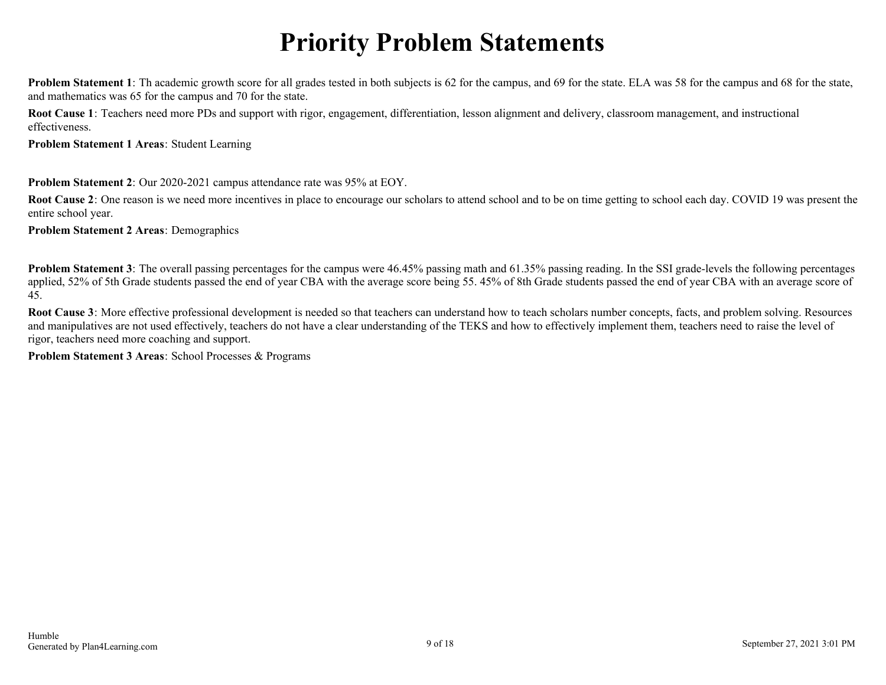# Priority Problem Statements

**Problem Statement 1**: Th academic growth score for all grades tested in both subjects is 62 for the campus, and 69 for the state. ELA was 58 for the campus and 68 for the state, and mathematics was 65 for the campus and 70 for the state.

**Root Cause 1**: Teachers need more PDs and support with rigor, engagement, differentiation, lesson alignment and delivery, classroom management, and instructional effectiveness.

**Problem Statement 1 Areas**: Student Learning

**Problem Statement 2**: Our 2020-2021 campus attendance rate was 95% at EOY.

**Root Cause 2**: One reason is we need more incentives in place to encourage our scholars to attend school and to be on time getting to school each day. COVID 19 was present the entire school year.

**Problem Statement 2 Areas**: Demographics

**Problem Statement 3**: The overall passing percentages for the campus were 46.45% passing math and 61.35% passing reading. In the SSI grade-levels the following percentages applied, 52% of 5th Grade students passed the end of year CBA with the average score being 55. 45% of 8th Grade students passed the end of year CBA with an average score of 45.

**Root Cause 3**: More effective professional development is needed so that teachers can understand how to teach scholars number concepts, facts, and problem solving. Resources and manipulatives are not used effectively, teachers do not have a clear understanding of the TEKS and how to effectively implement them, teachers need to raise the level of rigor, teachers need more coaching and support.

**Problem Statement 3 Areas**: School Processes & Programs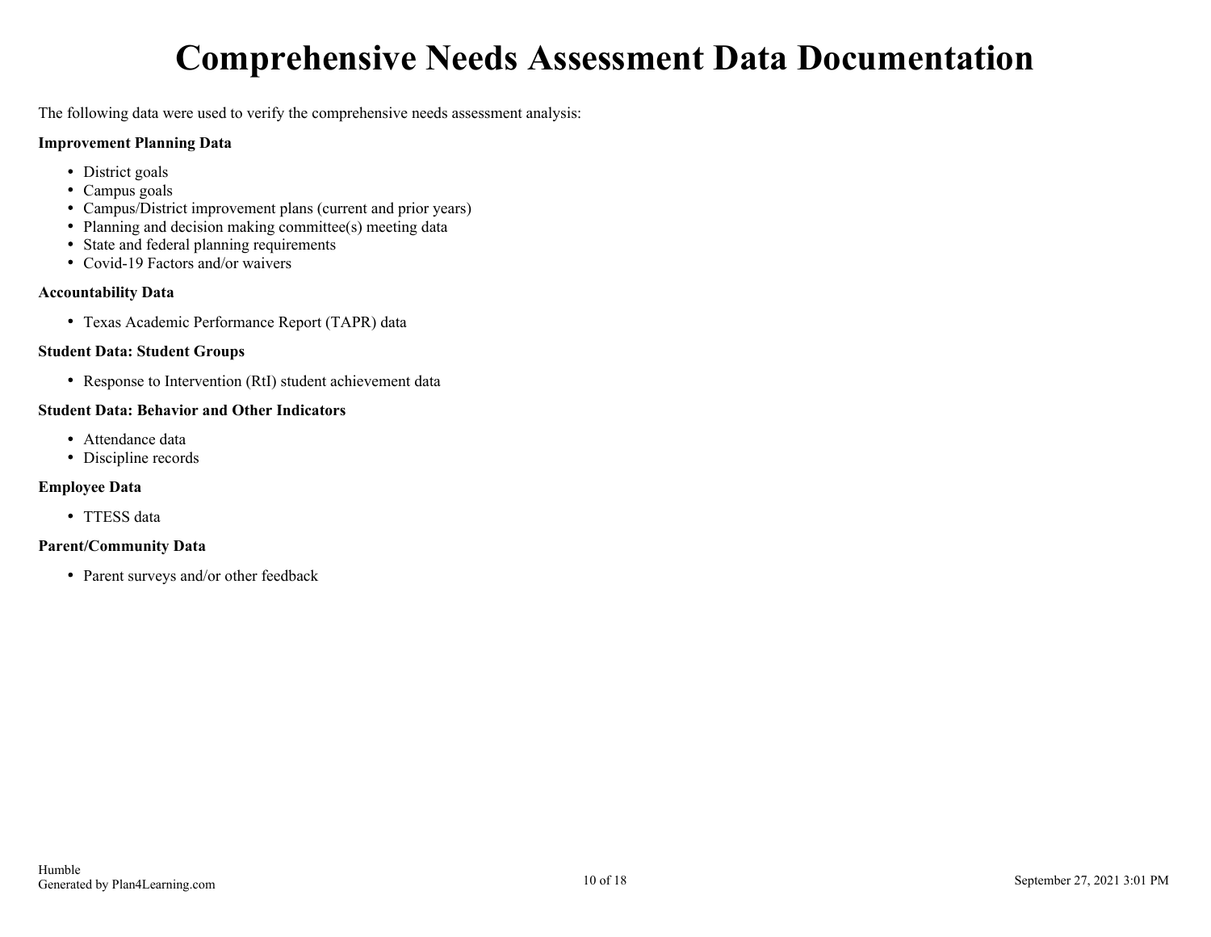# Comprehensive Needs Assessment Data Documentation

The following data were used to verify the comprehensive needs assessment analysis:

**Improvement Planning Data**

- District goals
- Campus goals
- Campus/District improvement plans (current and prior years)
- Planning and decision making committee(s) meeting data
- State and federal planning requirements
- Covid-19 Factors and/or waivers

**Accountability Data**

- Texas Academic Performance Report (TAPR) data

**Student Data: Student Groups**

- Response to Intervention (RtI) student achievement data

**Student Data: Behavior and Other Indicators**

- Attendance data
- Discipline records

**Employee Data**

- TTESS data

**Parent/Community Data**

- Parent surveys and/or other feedback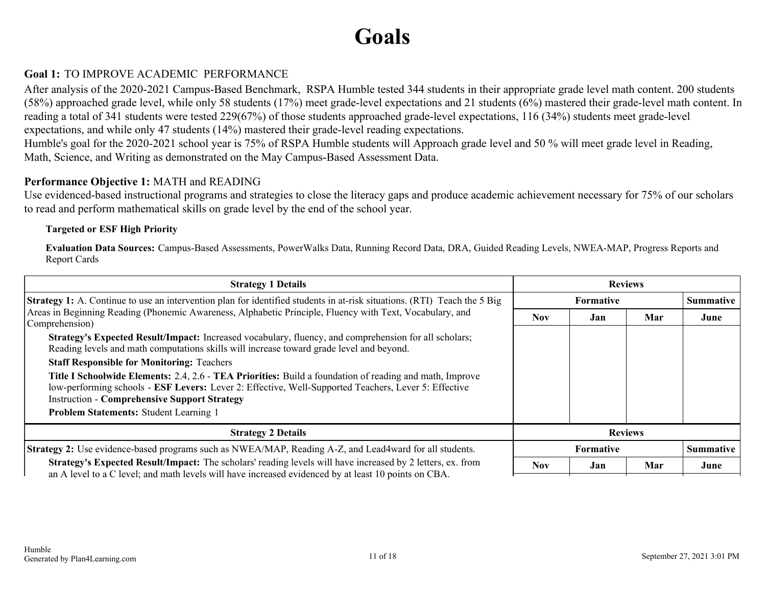# Goals

**Goal 1:** TO IMPROVE ACADEMIC PERFORMANCE

After analysis of the 2020-2021 Campus-Based Benchmark, RSPA Humble tested 344 students in their appropriate grade level math content. 200 students (58%) approached grade level, while only 58 students (17%) meet grade-level expectations and 21 students (6%) mastered their grade-level math content. In reading a total of 341 students were tested 229(67%) of those students approached grade-level expectations, 116 (34%) students meet grade-level expectations, and while only 47 students (14%) mastered their grade-level reading expectations.

Humble's goal for the 2020-2021 school year is 75% of RSPA Humble students will Approach grade level and 50 % will meet grade level in Reading, Math, Science, and Writing as demonstrated on the May Campus-Based Assessment Data.

**Performance Objective 1:** MATH and READING

Use evidenced-based instructional programs and strategies to close the literacy gaps and produce academic achievement necessary for 75% of our scholars to read and perform mathematical skills on grade level by the end of the school year.

**Targeted or ESF High Priority**

**Evaluation Data Sources:** Campus-Based Assessments, PowerWalks Data, Running Record Data, DRA, Guided Reading Levels, NWEA-MAP, Progress Reports and Report Cards

| Strategy 1 Details | Reviews | | | |
|---|---|---|---|---|
| | Formative | | | Summative |
| | Nov | Jan | Mar | June |
| **Strategy 1:** A. Continue to use an intervention plan for identified students in at-risk situations. (RTI) Teach the 5 Big Areas in Beginning Reading (Phonemic Awareness, Alphabetic Principle, Fluency with Text, Vocabulary, and Comprehension)<br>**Strategy's Expected Result/Impact:** Increased vocabulary, fluency, and comprehension for all scholars; Reading levels and math computations skills will increase toward grade level and beyond.<br>**Staff Responsible for Monitoring:** Teachers<br>**Title I Schoolwide Elements:** 2.4, 2.6 - **TEA Priorities:** Build a foundation of reading and math, Improve low-performing schools - **ESF Levers:** Lever 2: Effective, Well-Supported Teachers, Lever 5: Effective Instruction - **Comprehensive Support Strategy**<br>**Problem Statements:** Student Learning 1 | | | | |

| Strategy 2 Details | Reviews | | | |
|---|---|---|---|---|
| | Formative | | | Summative |
| | Nov | Jan | Mar | June |
| **Strategy 2:** Use evidence-based programs such as NWEA/MAP, Reading A-Z, and Lead4ward for all students.<br>**Strategy's Expected Result/Impact:** The scholars' reading levels will have increased by 2 letters, ex. from an A level to a C level; and math levels will have increased evidenced by at least 10 points on CBA. | | | | |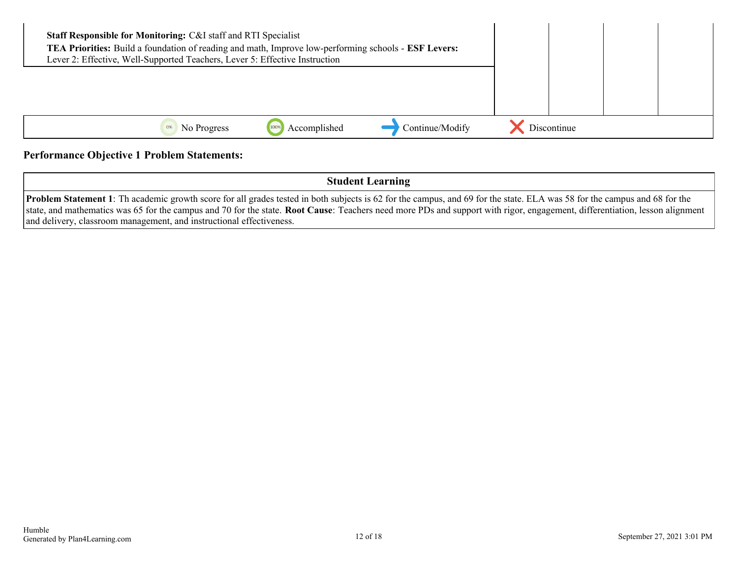| | | | | |
|---|---|---|---|---|
| **Staff Responsible for Monitoring:** C&I staff and RTI Specialist<br>**TEA Priorities:** Build a foundation of reading and math, Improve low-performing schools - **ESF Levers:** Lever 2: Effective, Well-Supported Teachers, Lever 5: Effective Instruction | | | | |

0% No Progress 100% Accomplished → Continue/Modify ✕ Discontinue

**Performance Objective 1 Problem Statements:**

| Student Learning |
|---|
| **Problem Statement 1**: Th academic growth score for all grades tested in both subjects is 62 for the campus, and 69 for the state. ELA was 58 for the campus and 68 for the state, and mathematics was 65 for the campus and 70 for the state. **Root Cause**: Teachers need more PDs and support with rigor, engagement, differentiation, lesson alignment and delivery, classroom management, and instructional effectiveness. |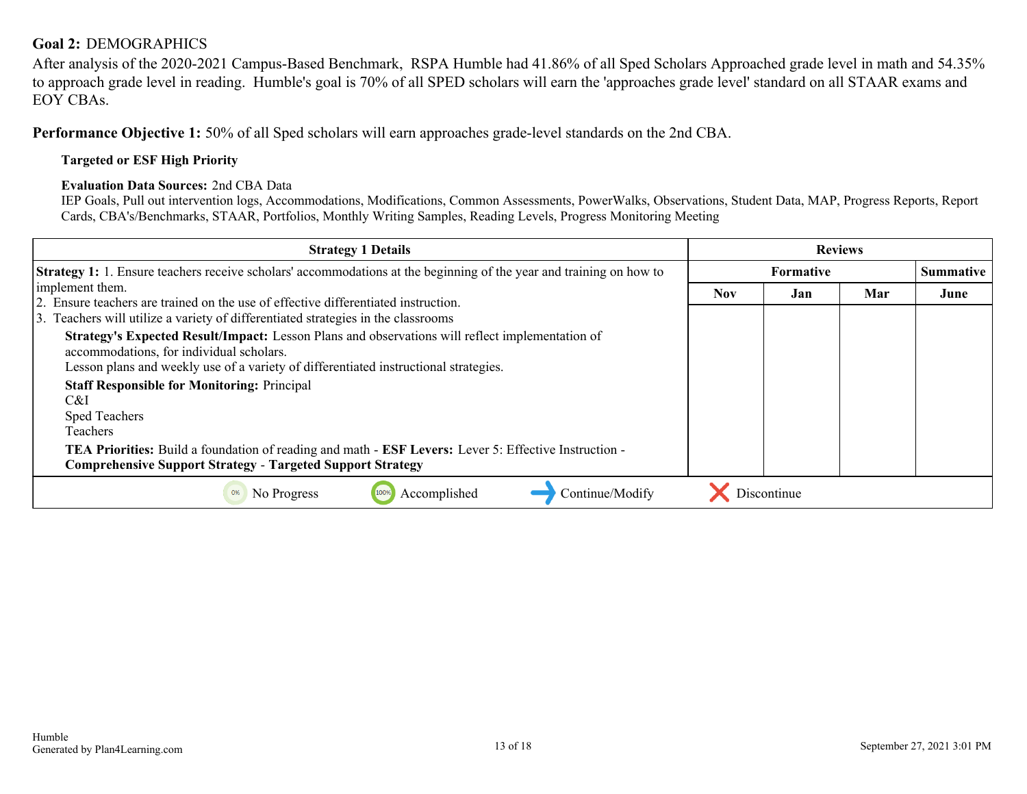**Goal 2:** DEMOGRAPHICS
After analysis of the 2020-2021 Campus-Based Benchmark, RSPA Humble had 41.86% of all Sped Scholars Approached grade level in math and 54.35% to approach grade level in reading. Humble's goal is 70% of all SPED scholars will earn the 'approaches grade level' standard on all STAAR exams and EOY CBAs.

**Performance Objective 1:** 50% of all Sped scholars will earn approaches grade-level standards on the 2nd CBA.

**Targeted or ESF High Priority**

**Evaluation Data Sources:** 2nd CBA Data
IEP Goals, Pull out intervention logs, Accommodations, Modifications, Common Assessments, PowerWalks, Observations, Student Data, MAP, Progress Reports, Report Cards, CBA's/Benchmarks, STAAR, Portfolios, Monthly Writing Samples, Reading Levels, Progress Monitoring Meeting

| Strategy 1 Details | Reviews | | | |
|---|---|---|---|---|
| | Formative | | | Summative |
| | Nov | Jan | Mar | June |
| **Strategy 1:** 1. Ensure teachers receive scholars' accommodations at the beginning of the year and training on how to implement them.<br>2. Ensure teachers are trained on the use of effective differentiated instruction.<br>3. Teachers will utilize a variety of differentiated strategies in the classrooms<br>**Strategy's Expected Result/Impact:** Lesson Plans and observations will reflect implementation of accommodations, for individual scholars.<br>Lesson plans and weekly use of a variety of differentiated instructional strategies.<br>**Staff Responsible for Monitoring:** Principal<br>C&I<br>Sped Teachers<br>Teachers<br>**TEA Priorities:** Build a foundation of reading and math - **ESF Levers:** Lever 5: Effective Instruction - **Comprehensive Support Strategy** - **Targeted Support Strategy** | | | | |

0% No Progress | 100% Accomplished | Continue/Modify | Discontinue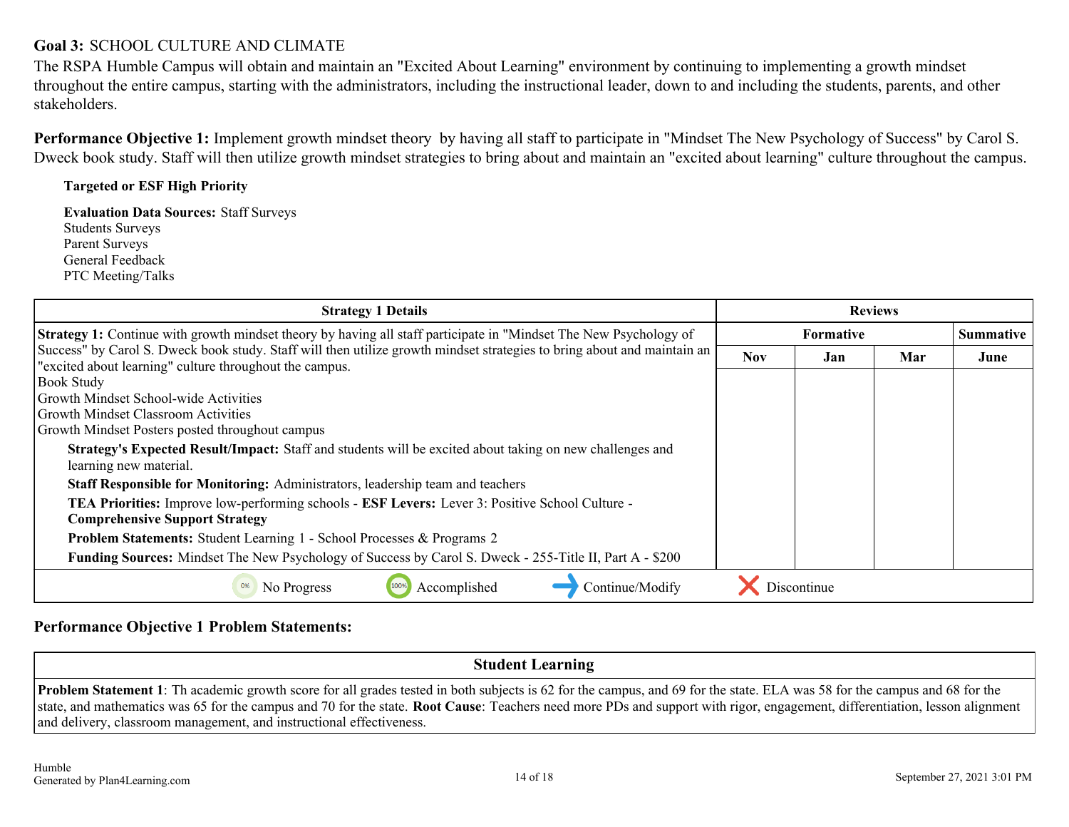**Goal 3:** SCHOOL CULTURE AND CLIMATE

The RSPA Humble Campus will obtain and maintain an "Excited About Learning" environment by continuing to implementing a growth mindset throughout the entire campus, starting with the administrators, including the instructional leader, down to and including the students, parents, and other stakeholders.

**Performance Objective 1:** Implement growth mindset theory by having all staff to participate in "Mindset The New Psychology of Success" by Carol S. Dweck book study. Staff will then utilize growth mindset strategies to bring about and maintain an "excited about learning" culture throughout the campus.

**Targeted or ESF High Priority**

**Evaluation Data Sources:** Staff Surveys
Students Surveys
Parent Surveys
General Feedback
PTC Meeting/Talks

| Strategy 1 Details | Reviews | | | |
|---|---|---|---|---|
| | Formative | | | Summative |
| | Nov | Jan | Mar | June |
| **Strategy 1:** Continue with growth mindset theory by having all staff participate in "Mindset The New Psychology of Success" by Carol S. Dweck book study. Staff will then utilize growth mindset strategies to bring about and maintain an "excited about learning" culture throughout the campus.<br>Book Study<br>Growth Mindset School-wide Activities<br>Growth Mindset Classroom Activities<br>Growth Mindset Posters posted throughout campus<br>**Strategy's Expected Result/Impact:** Staff and students will be excited about taking on new challenges and learning new material.<br>**Staff Responsible for Monitoring:** Administrators, leadership team and teachers<br>**TEA Priorities:** Improve low-performing schools - **ESF Levers:** Lever 3: Positive School Culture - **Comprehensive Support Strategy**<br>**Problem Statements:** Student Learning 1 - School Processes & Programs 2<br>**Funding Sources:** Mindset The New Psychology of Success by Carol S. Dweck - 255-Title II, Part A - $200 | | | | |

No Progress | Accomplished | Continue/Modify | Discontinue

**Performance Objective 1 Problem Statements:**

| Student Learning |
|---|
| **Problem Statement 1**: Th academic growth score for all grades tested in both subjects is 62 for the campus, and 69 for the state. ELA was 58 for the campus and 68 for the state, and mathematics was 65 for the campus and 70 for the state. **Root Cause**: Teachers need more PDs and support with rigor, engagement, differentiation, lesson alignment and delivery, classroom management, and instructional effectiveness. |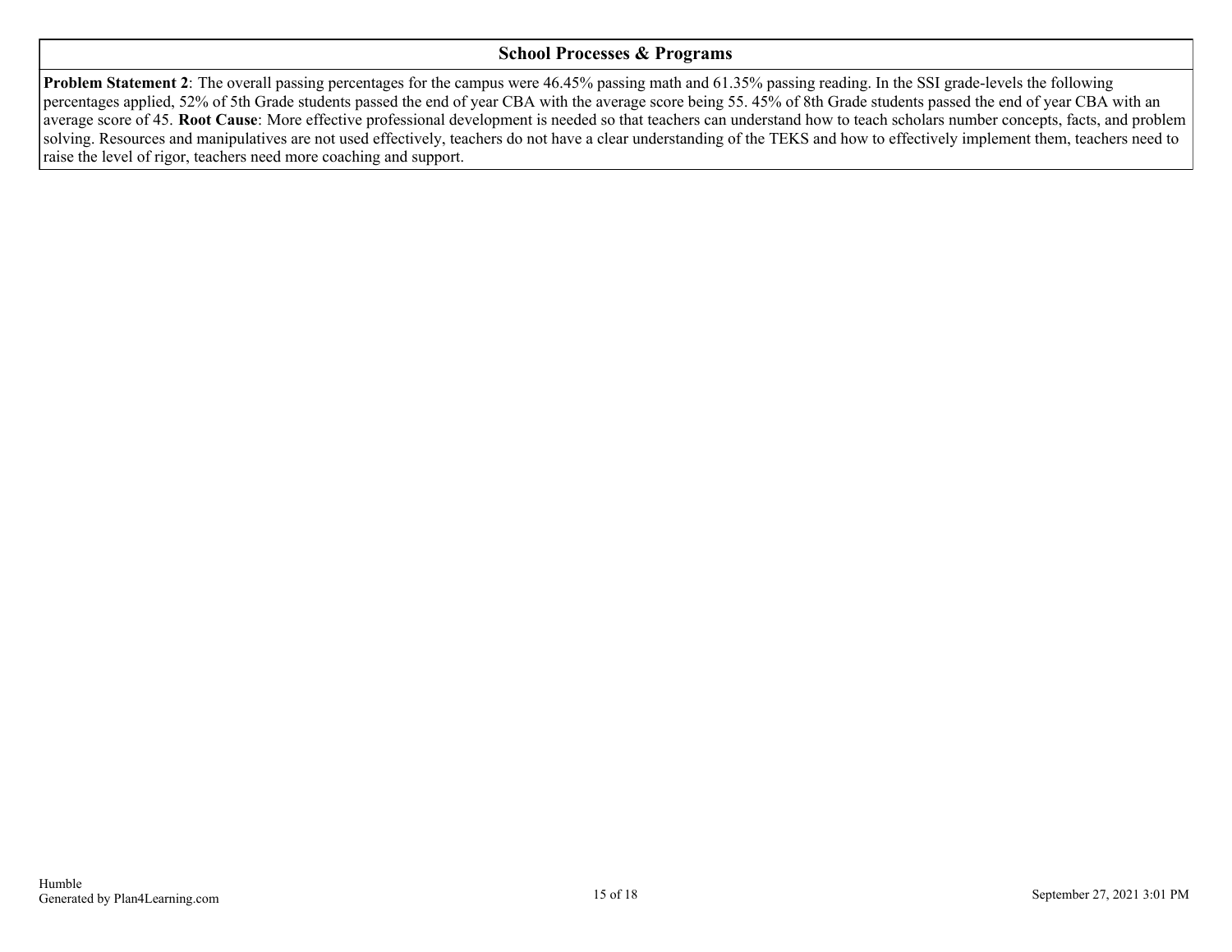## School Processes & Programs

**Problem Statement 2**: The overall passing percentages for the campus were 46.45% passing math and 61.35% passing reading. In the SSI grade-levels the following percentages applied, 52% of 5th Grade students passed the end of year CBA with the average score being 55. 45% of 8th Grade students passed the end of year CBA with an average score of 45. **Root Cause**: More effective professional development is needed so that teachers can understand how to teach scholars number concepts, facts, and problem solving. Resources and manipulatives are not used effectively, teachers do not have a clear understanding of the TEKS and how to effectively implement them, teachers need to raise the level of rigor, teachers need more coaching and support.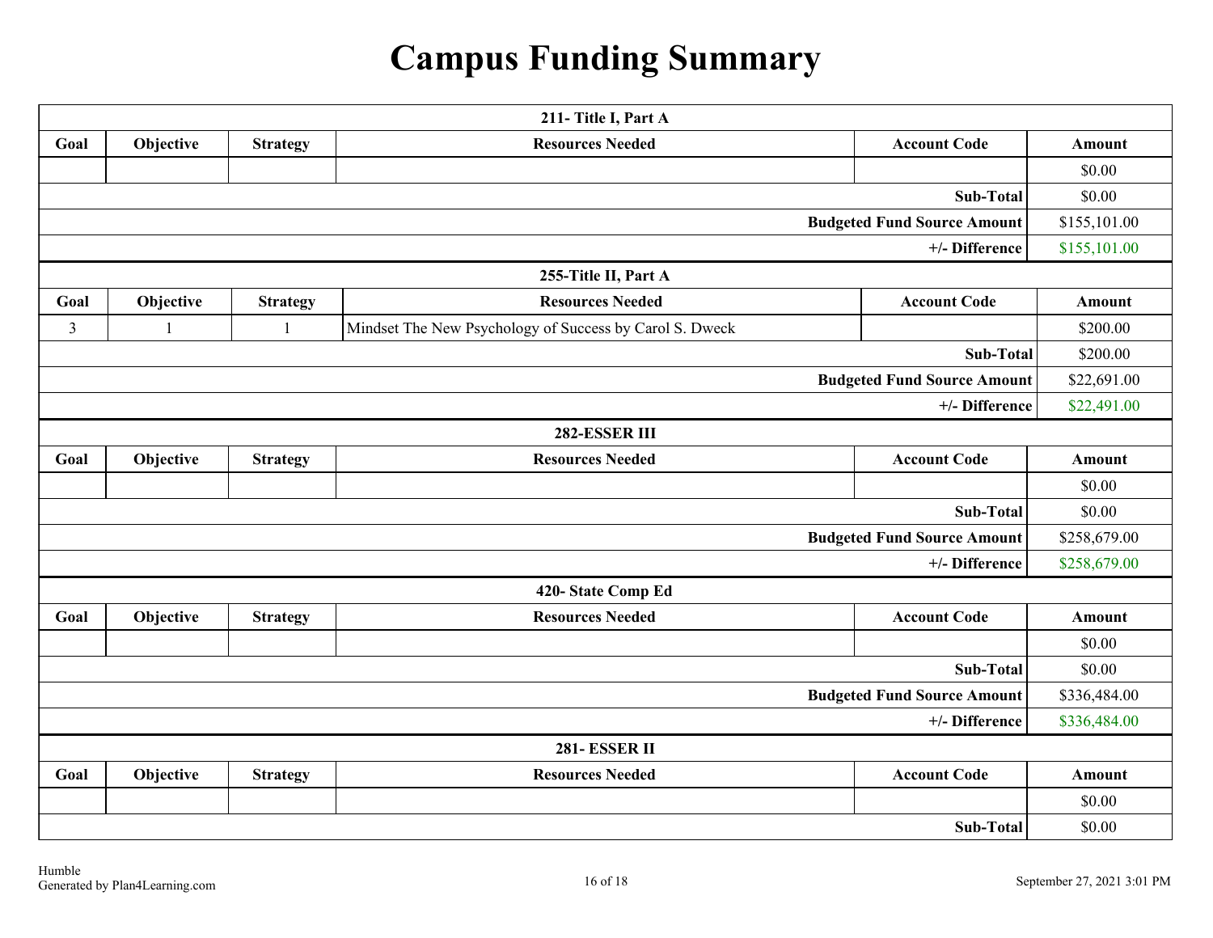# Campus Funding Summary

| 211- Title I, Part A | | | | | |
|---|---|---|---|---|---|
| **Goal** | **Objective** | **Strategy** | **Resources Needed** | **Account Code** | **Amount** |
| | | | | | $0.00 |
| | | | | **Sub-Total** | $0.00 |
| | | | | **Budgeted Fund Source Amount** | $155,101.00 |
| | | | | **+/- Difference** | $155,101.00 |

| 255-Title II, Part A | | | | | |
|---|---|---|---|---|---|
| **Goal** | **Objective** | **Strategy** | **Resources Needed** | **Account Code** | **Amount** |
| 3 | 1 | 1 | Mindset The New Psychology of Success by Carol S. Dweck | | $200.00 |
| | | | | **Sub-Total** | $200.00 |
| | | | | **Budgeted Fund Source Amount** | $22,691.00 |
| | | | | **+/- Difference** | $22,491.00 |

| 282-ESSER III | | | | | |
|---|---|---|---|---|---|
| **Goal** | **Objective** | **Strategy** | **Resources Needed** | **Account Code** | **Amount** |
| | | | | | $0.00 |
| | | | | **Sub-Total** | $0.00 |
| | | | | **Budgeted Fund Source Amount** | $258,679.00 |
| | | | | **+/- Difference** | $258,679.00 |

| 420- State Comp Ed | | | | | |
|---|---|---|---|---|---|
| **Goal** | **Objective** | **Strategy** | **Resources Needed** | **Account Code** | **Amount** |
| | | | | | $0.00 |
| | | | | **Sub-Total** | $0.00 |
| | | | | **Budgeted Fund Source Amount** | $336,484.00 |
| | | | | **+/- Difference** | $336,484.00 |

| 281- ESSER II | | | | | |
|---|---|---|---|---|---|
| **Goal** | **Objective** | **Strategy** | **Resources Needed** | **Account Code** | **Amount** |
| | | | | | $0.00 |
| | | | | **Sub-Total** | $0.00 |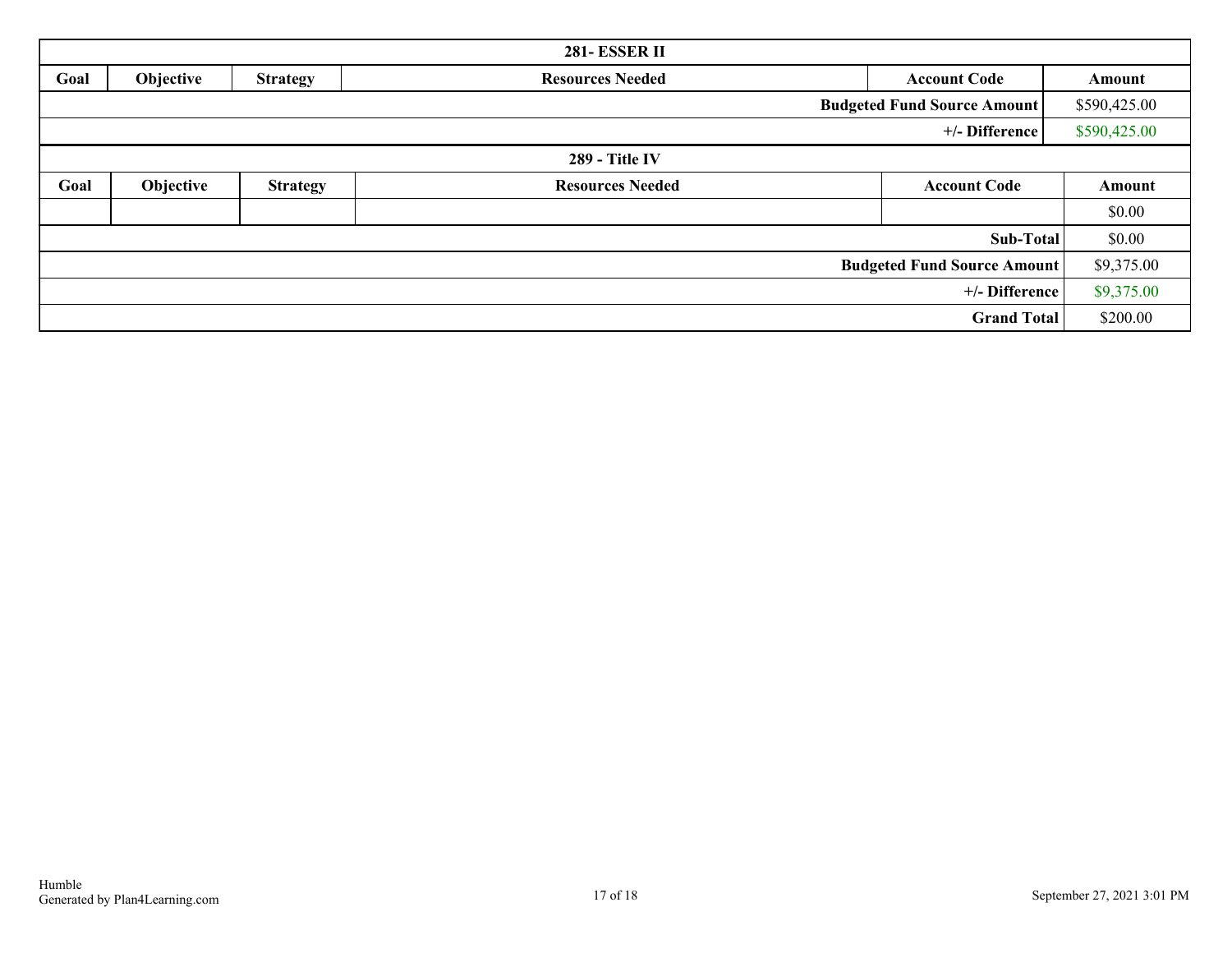| 281- ESSER II | | | | | |
|---|---|---|---|---|---|
| Goal | Objective | Strategy | Resources Needed | Account Code | Amount |
| | | | | Budgeted Fund Source Amount | $590,425.00 |
| | | | | +/- Difference | $590,425.00 |

| 289 - Title IV | | | | | |
|---|---|---|---|---|---|
| Goal | Objective | Strategy | Resources Needed | Account Code | Amount |
| | | | | | $0.00 |
| | | | | Sub-Total | $0.00 |
| | | | | Budgeted Fund Source Amount | $9,375.00 |
| | | | | +/- Difference | $9,375.00 |
| | | | | Grand Total | $200.00 |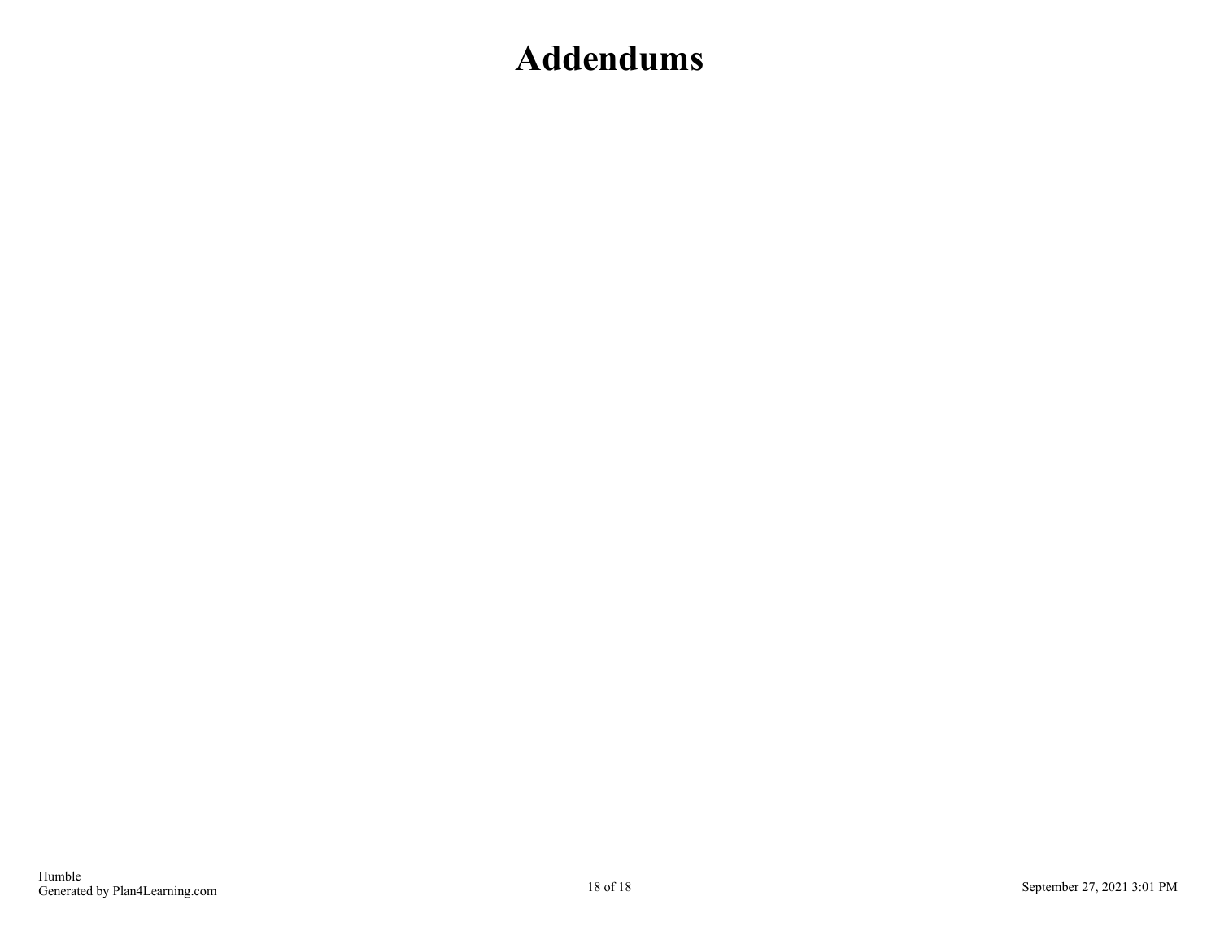# Addendums